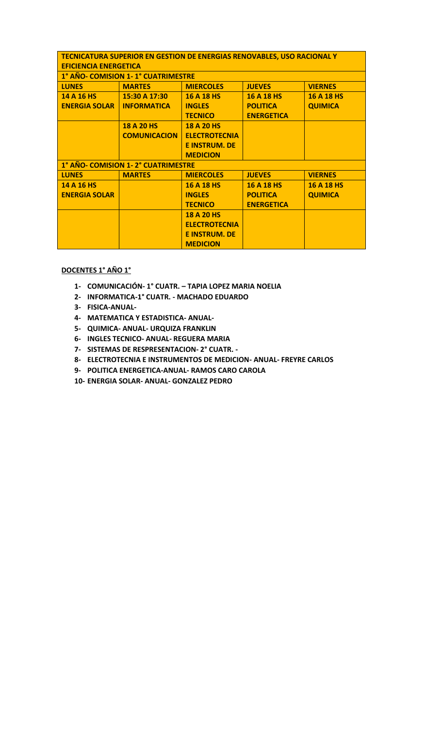| TECNICATURA SUPERIOR EN GESTION DE ENERGIAS RENOVABLES, USO RACIONAL Y EFICIENCIA ENERGETICA | | | | |
|---|---|---|---|---|
| **1° AÑO- COMISION 1- 1° CUATRIMESTRE** | | | | |
| **LUNES** | **MARTES** | **MIERCOLES** | **JUEVES** | **VIERNES** |
| 14 A 16 HS ENERGIA SOLAR | 15:30 A 17:30 INFORMATICA | 16 A 18 HS INGLES TECNICO | 16 A 18 HS POLITICA ENERGETICA | 16 A 18 HS QUIMICA |
| | 18 A 20 HS COMUNICACION | 18 A 20 HS ELECTROTECNIA E INSTRUM. DE MEDICION | | |
| **1° AÑO- COMISION 1- 2° CUATRIMESTRE** | | | | |
| **LUNES** | **MARTES** | **MIERCOLES** | **JUEVES** | **VIERNES** |
| 14 A 16 HS ENERGIA SOLAR | | 16 A 18 HS INGLES TECNICO | 16 A 18 HS POLITICA ENERGETICA | 16 A 18 HS QUIMICA |
| | | 18 A 20 HS ELECTROTECNIA E INSTRUM. DE MEDICION | | |

**DOCENTES 1° AÑO 1°**

1- COMUNICACIÓN- 1° CUATR. – TAPIA LOPEZ MARIA NOELIA
2- INFORMATICA-1° CUATR. - MACHADO EDUARDO
3- FISICA-ANUAL-
4- MATEMATICA Y ESTADISTICA- ANUAL-
5- QUIMICA- ANUAL- URQUIZA FRANKLIN
6- INGLES TECNICO- ANUAL- REGUERA MARIA
7- SISTEMAS DE RESPRESENTACION- 2° CUATR. -
8- ELECTROTECNIA E INSTRUMENTOS DE MEDICION- ANUAL- FREYRE CARLOS
9- POLITICA ENERGETICA-ANUAL- RAMOS CARO CAROLA
10- ENERGIA SOLAR- ANUAL- GONZALEZ PEDRO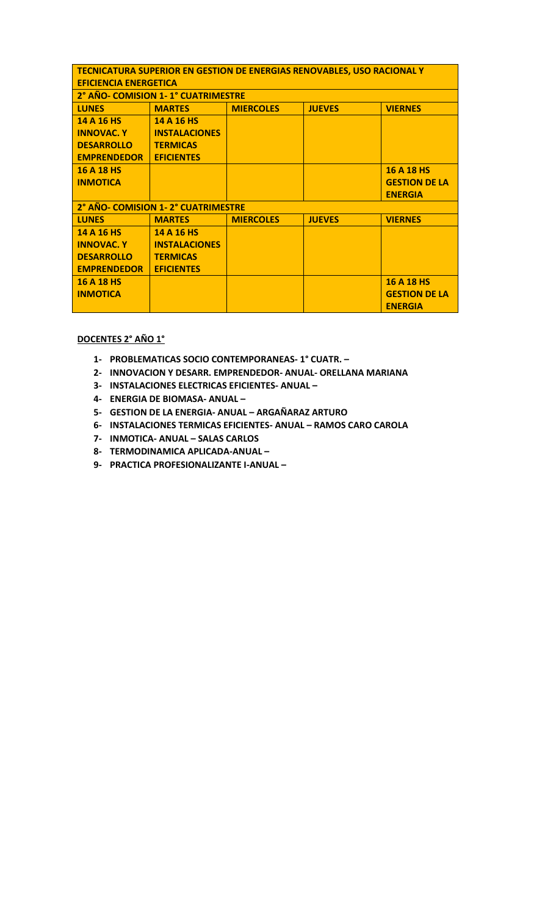| TECNICATURA SUPERIOR EN GESTION DE ENERGIAS RENOVABLES, USO RACIONAL Y EFICIENCIA ENERGETICA | | | | |
|---|---|---|---|---|
| **2° AÑO- COMISION 1- 1° CUATRIMESTRE** | | | | |
| **LUNES** | **MARTES** | **MIERCOLES** | **JUEVES** | **VIERNES** |
| **14 A 16 HS INNOVAC. Y DESARROLLO EMPRENDEDOR** | **14 A 16 HS INSTALACIONES TERMICAS EFICIENTES** | | | |
| **16 A 18 HS INMOTICA** | | | | **16 A 18 HS GESTION DE LA ENERGIA** |
| **2° AÑO- COMISION 1- 2° CUATRIMESTRE** | | | | |
| **LUNES** | **MARTES** | **MIERCOLES** | **JUEVES** | **VIERNES** |
| **14 A 16 HS INNOVAC. Y DESARROLLO EMPRENDEDOR** | **14 A 16 HS INSTALACIONES TERMICAS EFICIENTES** | | | |
| **16 A 18 HS INMOTICA** | | | | **16 A 18 HS GESTION DE LA ENERGIA** |

**DOCENTES 2° AÑO 1°**

1- **PROBLEMATICAS SOCIO CONTEMPORANEAS- 1° CUATR. –**
2- **INNOVACION Y DESARR. EMPRENDEDOR- ANUAL- ORELLANA MARIANA**
3- **INSTALACIONES ELECTRICAS EFICIENTES- ANUAL –**
4- **ENERGIA DE BIOMASA- ANUAL –**
5- **GESTION DE LA ENERGIA- ANUAL – ARGAÑARAZ ARTURO**
6- **INSTALACIONES TERMICAS EFICIENTES- ANUAL – RAMOS CARO CAROLA**
7- **INMOTICA- ANUAL – SALAS CARLOS**
8- **TERMODINAMICA APLICADA-ANUAL –**
9- **PRACTICA PROFESIONALIZANTE I-ANUAL –**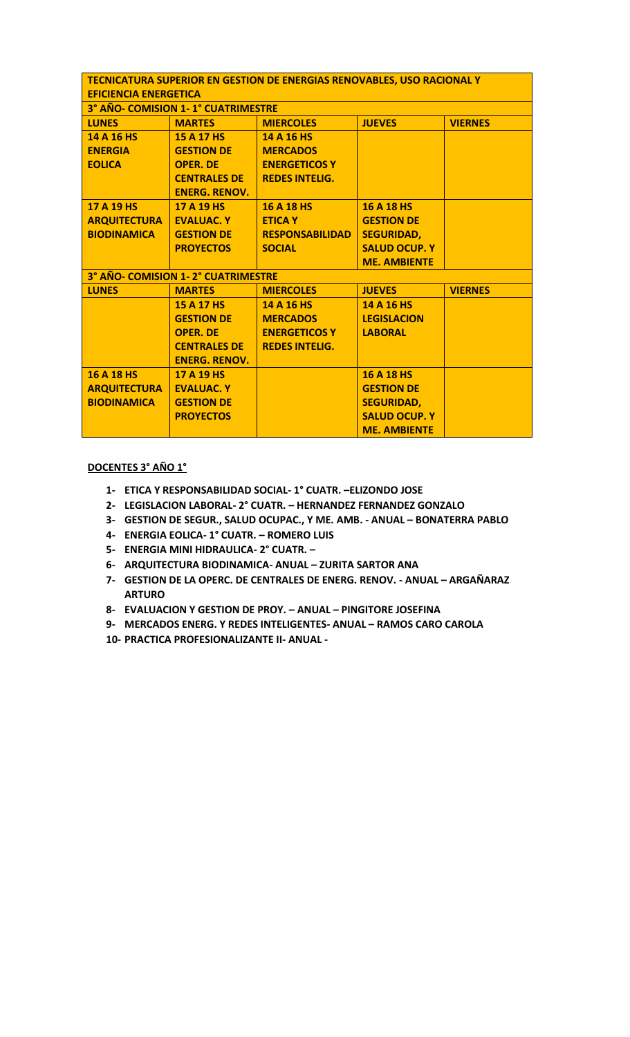| TECNICATURA SUPERIOR EN GESTION DE ENERGIAS RENOVABLES, USO RACIONAL Y EFICIENCIA ENERGETICA | | | | |
|---|---|---|---|---|
| **3° AÑO- COMISION 1- 1° CUATRIMESTRE** | | | | |
| **LUNES** | **MARTES** | **MIERCOLES** | **JUEVES** | **VIERNES** |
| 14 A 16 HS ENERGIA EOLICA | 15 A 17 HS GESTION DE OPER. DE CENTRALES DE ENERG. RENOV. | 14 A 16 HS MERCADOS ENERGETICOS Y REDES INTELIG. | | |
| 17 A 19 HS ARQUITECTURA BIODINAMICA | 17 A 19 HS EVALUAC. Y GESTION DE PROYECTOS | 16 A 18 HS ETICA Y RESPONSABILIDAD SOCIAL | 16 A 18 HS GESTION DE SEGURIDAD, SALUD OCUP. Y ME. AMBIENTE | |
| **3° AÑO- COMISION 1- 2° CUATRIMESTRE** | | | | |
| **LUNES** | **MARTES** | **MIERCOLES** | **JUEVES** | **VIERNES** |
| | 15 A 17 HS GESTION DE OPER. DE CENTRALES DE ENERG. RENOV. | 14 A 16 HS MERCADOS ENERGETICOS Y REDES INTELIG. | 14 A 16 HS LEGISLACION LABORAL | |
| 16 A 18 HS ARQUITECTURA BIODINAMICA | 17 A 19 HS EVALUAC. Y GESTION DE PROYECTOS | | 16 A 18 HS GESTION DE SEGURIDAD, SALUD OCUP. Y ME. AMBIENTE | |

**DOCENTES 3° AÑO 1°**

1- ETICA Y RESPONSABILIDAD SOCIAL- 1° CUATR. –ELIZONDO JOSE
2- LEGISLACION LABORAL- 2° CUATR. – HERNANDEZ FERNANDEZ GONZALO
3- GESTION DE SEGUR., SALUD OCUPAC., Y ME. AMB. - ANUAL – BONATERRA PABLO
4- ENERGIA EOLICA- 1° CUATR. – ROMERO LUIS
5- ENERGIA MINI HIDRAULICA- 2° CUATR. –
6- ARQUITECTURA BIODINAMICA- ANUAL – ZURITA SARTOR ANA
7- GESTION DE LA OPERC. DE CENTRALES DE ENERG. RENOV. - ANUAL – ARGAÑARAZ ARTURO
8- EVALUACION Y GESTION DE PROY. – ANUAL – PINGITORE JOSEFINA
9- MERCADOS ENERG. Y REDES INTELIGENTES- ANUAL – RAMOS CARO CAROLA
10- PRACTICA PROFESIONALIZANTE II- ANUAL -